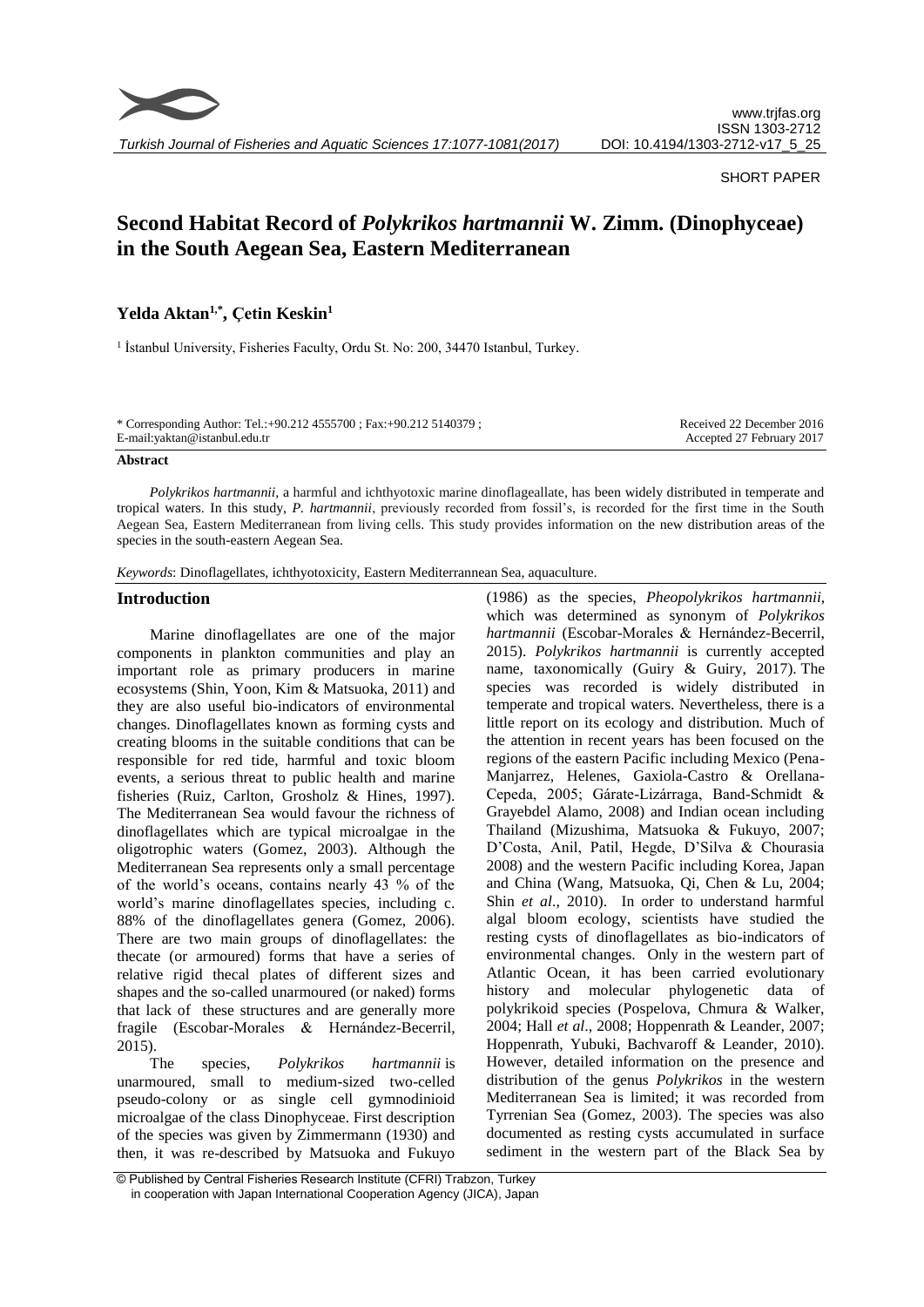SHORT PAPER

# Second Habitat Record of *Polykrikos hartmannii* W. Zimm. (Dinophyceae) in the South Aegean Sea, Eastern Mediterranean

**Yelda Aktan[1,*], Çetin Keskin[1]**

[1] İstanbul University, Fisheries Faculty, Ordu St. No: 200, 34470 Istanbul, Turkey.

\* Corresponding Author: Tel.:+90.212 4555700 ; Fax:+90.212 5140379 ;
E-mail:yaktan@istanbul.edu.tr

Received 22 December 2016
Accepted 27 February 2017

### Abstract

*Polykrikos hartmannii*, a harmful and ichthyotoxic marine dinoflageallate, has been widely distributed in temperate and tropical waters. In this study, *P. hartmannii*, previously recorded from fossil's, is recorded for the first time in the South Aegean Sea, Eastern Mediterranean from living cells. This study provides information on the new distribution areas of the species in the south-eastern Aegean Sea.

*Keywords*: Dinoflagellates, ichthyotoxicity, Eastern Mediterrannean Sea, aquaculture.

## Introduction

Marine dinoflagellates are one of the major components in plankton communities and play an important role as primary producers in marine ecosystems (Shin, Yoon, Kim & Matsuoka, 2011) and they are also useful bio-indicators of environmental changes. Dinoflagellates known as forming cysts and creating blooms in the suitable conditions that can be responsible for red tide, harmful and toxic bloom events, a serious threat to public health and marine fisheries (Ruiz, Carlton, Grosholz & Hines, 1997). The Mediterranean Sea would favour the richness of dinoflagellates which are typical microalgae in the oligotrophic waters (Gomez, 2003). Although the Mediterranean Sea represents only a small percentage of the world's oceans, contains nearly 43 % of the world's marine dinoflagellates species, including c. 88% of the dinoflagellates genera (Gomez, 2006). There are two main groups of dinoflagellates: the thecate (or armoured) forms that have a series of relative rigid thecal plates of different sizes and shapes and the so-called unarmoured (or naked) forms that lack of these structures and are generally more fragile (Escobar-Morales & Hernández-Becerril, 2015).

The species, *Polykrikos hartmannii* is unarmoured, small to medium-sized two-celled pseudo-colony or as single cell gymnodinioid microalgae of the class Dinophyceae. First description of the species was given by Zimmermann (1930) and then, it was re-described by Matsuoka and Fukuyo (1986) as the species, *Pheopolykrikos hartmannii*, which was determined as synonym of *Polykrikos hartmannii* (Escobar-Morales & Hernández-Becerril, 2015). *Polykrikos hartmannii* is currently accepted name, taxonomically (Guiry & Guiry, 2017). The species was recorded is widely distributed in temperate and tropical waters. Nevertheless, there is a little report on its ecology and distribution. Much of the attention in recent years has been focused on the regions of the eastern Pacific including Mexico (Pena-Manjarrez, Helenes, Gaxiola-Castro & Orellana-Cepeda, 2005; Gárate-Lizárraga, Band-Schmidt & Grayebdel Alamo, 2008) and Indian ocean including Thailand (Mizushima, Matsuoka & Fukuyo, 2007; D'Costa, Anil, Patil, Hegde, D'Silva & Chourasia 2008) and the western Pacific including Korea, Japan and China (Wang, Matsuoka, Qi, Chen & Lu, 2004; Shin *et al*., 2010). In order to understand harmful algal bloom ecology, scientists have studied the resting cysts of dinoflagellates as bio-indicators of environmental changes. Only in the western part of Atlantic Ocean, it has been carried evolutionary history and molecular phylogenetic data of polykrikoid species (Pospelova, Chmura & Walker, 2004; Hall *et al*., 2008; Hoppenrath & Leander, 2007; Hoppenrath, Yubuki, Bachvaroff & Leander, 2010). However, detailed information on the presence and distribution of the genus *Polykrikos* in the western Mediterranean Sea is limited; it was recorded from Tyrrenian Sea (Gomez, 2003). The species was also documented as resting cysts accumulated in surface sediment in the western part of the Black Sea by

© Published by Central Fisheries Research Institute (CFRI) Trabzon, Turkey in cooperation with Japan International Cooperation Agency (JICA), Japan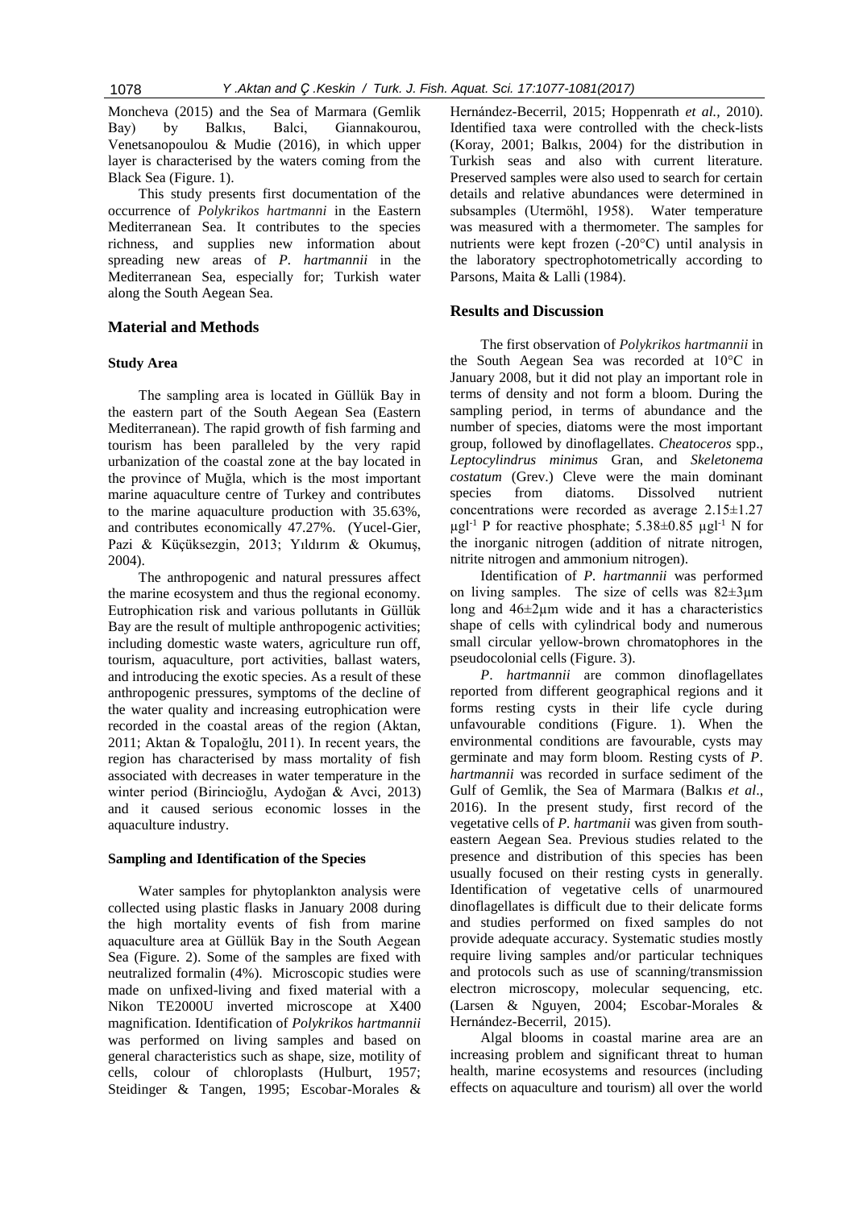Moncheva (2015) and the Sea of Marmara (Gemlik Bay) by Balkıs, Balci, Giannakourou, Venetsanopoulou & Mudie (2016), in which upper layer is characterised by the waters coming from the Black Sea (Figure. 1).

This study presents first documentation of the occurrence of *Polykrikos hartmanni* in the Eastern Mediterranean Sea. It contributes to the species richness, and supplies new information about spreading new areas of *P. hartmannii* in the Mediterranean Sea, especially for; Turkish water along the South Aegean Sea.

## Material and Methods

### Study Area

The sampling area is located in Güllük Bay in the eastern part of the South Aegean Sea (Eastern Mediterranean). The rapid growth of fish farming and tourism has been paralleled by the very rapid urbanization of the coastal zone at the bay located in the province of Muğla, which is the most important marine aquaculture centre of Turkey and contributes to the marine aquaculture production with 35.63%, and contributes economically 47.27%. (Yucel-Gier, Pazi & Küçüksezgin, 2013; Yıldırım & Okumuş, 2004).

The anthropogenic and natural pressures affect the marine ecosystem and thus the regional economy. Eutrophication risk and various pollutants in Güllük Bay are the result of multiple anthropogenic activities; including domestic waste waters, agriculture run off, tourism, aquaculture, port activities, ballast waters, and introducing the exotic species. As a result of these anthropogenic pressures, symptoms of the decline of the water quality and increasing eutrophication were recorded in the coastal areas of the region (Aktan, 2011; Aktan & Topaloğlu, 2011). In recent years, the region has characterised by mass mortality of fish associated with decreases in water temperature in the winter period (Birincioğlu, Aydoğan & Avci, 2013) and it caused serious economic losses in the aquaculture industry.

### Sampling and Identification of the Species

Water samples for phytoplankton analysis were collected using plastic flasks in January 2008 during the high mortality events of fish from marine aquaculture area at Güllük Bay in the South Aegean Sea (Figure. 2). Some of the samples are fixed with neutralized formalin (4%). Microscopic studies were made on unfixed-living and fixed material with a Nikon TE2000U inverted microscope at X400 magnification. Identification of *Polykrikos hartmannii* was performed on living samples and based on general characteristics such as shape, size, motility of cells, colour of chloroplasts (Hulburt, 1957; Steidinger & Tangen, 1995; Escobar-Morales & Hernández-Becerril, 2015; Hoppenrath *et al.*, 2010). Identified taxa were controlled with the check-lists (Koray, 2001; Balkıs, 2004) for the distribution in Turkish seas and also with current literature. Preserved samples were also used to search for certain details and relative abundances were determined in subsamples (Utermöhl, 1958). Water temperature was measured with a thermometer. The samples for nutrients were kept frozen (-20°C) until analysis in the laboratory spectrophotometrically according to Parsons, Maita & Lalli (1984).

## Results and Discussion

The first observation of *Polykrikos hartmannii* in the South Aegean Sea was recorded at 10°C in January 2008, but it did not play an important role in terms of density and not form a bloom. During the sampling period, in terms of abundance and the number of species, diatoms were the most important group, followed by dinoflagellates. *Cheatoceros* spp., *Leptocylindrus minimus* Gran, and *Skeletonema costatum* (Grev.) Cleve were the main dominant species from diatoms. Dissolved nutrient concentrations were recorded as average 2.15±1.27 $\mu gl^{-1}$ P for reactive phosphate; 5.38±0.85 $\mu gl^{-1}$ N for the inorganic nitrogen (addition of nitrate nitrogen, nitrite nitrogen and ammonium nitrogen).

Identification of *P. hartmannii* was performed on living samples. The size of cells was 82±3µm long and 46±2µm wide and it has a characteristics shape of cells with cylindrical body and numerous small circular yellow-brown chromatophores in the pseudocolonial cells (Figure. 3).

*P. hartmannii* are common dinoflagellates reported from different geographical regions and it forms resting cysts in their life cycle during unfavourable conditions (Figure. 1). When the environmental conditions are favourable, cysts may germinate and may form bloom. Resting cysts of *P. hartmannii* was recorded in surface sediment of the Gulf of Gemlik, the Sea of Marmara (Balkıs *et al*., 2016). In the present study, first record of the vegetative cells of *P. hartmanii* was given from south-eastern Aegean Sea. Previous studies related to the presence and distribution of this species has been usually focused on their resting cysts in generally. Identification of vegetative cells of unarmoured dinoflagellates is difficult due to their delicate forms and studies performed on fixed samples do not provide adequate accuracy. Systematic studies mostly require living samples and/or particular techniques and protocols such as use of scanning/transmission electron microscopy, molecular sequencing, etc. (Larsen & Nguyen, 2004; Escobar-Morales & Hernández-Becerril, 2015).

Algal blooms in coastal marine area are an increasing problem and significant threat to human health, marine ecosystems and resources (including effects on aquaculture and tourism) all over the world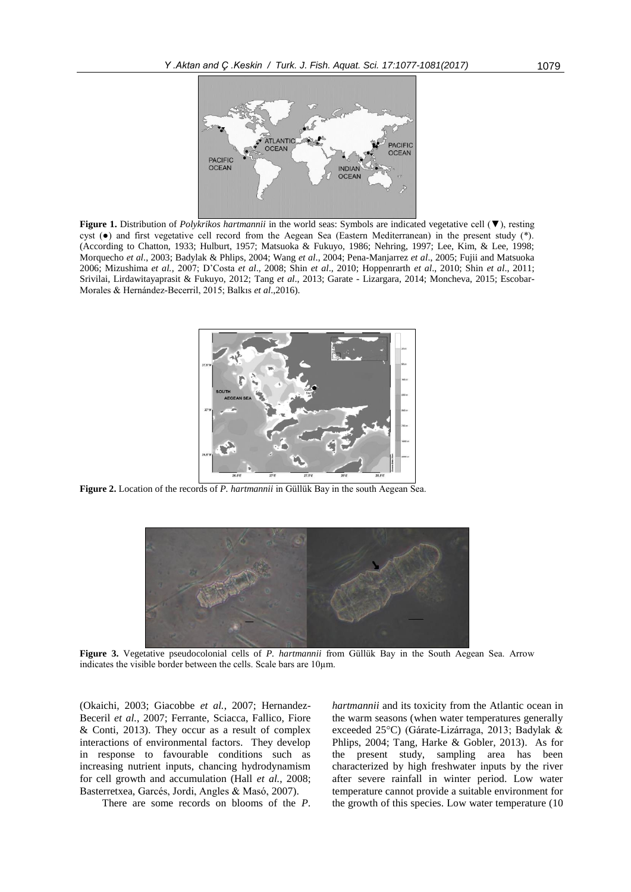**Figure 1.** Distribution of *Polykrikos hartmannii* in the world seas: Symbols are indicated vegetative cell (▼), resting cyst (●) and first vegetative cell record from the Aegean Sea (Eastern Mediterranean) in the present study (*). (According to Chatton, 1933; Hulburt, 1957; Matsuoka & Fukuyo, 1986; Nehring, 1997; Lee, Kim, & Lee, 1998; Morquecho *et al*., 2003; Badylak & Phlips, 2004; Wang *et al*., 2004; Pena-Manjarrez *et al*., 2005; Fujii and Matsuoka 2006; Mizushima *et al.*, 2007; D'Costa *et al*., 2008; Shin *et al*., 2010; Hoppenrarth *et al*., 2010; Shin *et al*., 2011; Srivilai, Lirdawitayaprasit & Fukuyo, 2012; Tang *et al*., 2013; Garate - Lizargara, 2014; Moncheva, 2015; Escobar-Morales & Hernández-Becerril, 2015; Balkıs *et al*.,2016).

**Figure 2.** Location of the records of *P. hartmannii* in Güllük Bay in the south Aegean Sea.

**Figure 3.** Vegetative pseudocolonial cells of *P. hartmannii* from Güllük Bay in the South Aegean Sea. Arrow indicates the visible border between the cells. Scale bars are 10µm.

(Okaichi, 2003; Giacobbe *et al.*, 2007; Hernandez-Beceril *et al.*, 2007; Ferrante, Sciacca, Fallico, Fiore & Conti, 2013). They occur as a result of complex interactions of environmental factors. They develop in response to favourable conditions such as increasing nutrient inputs, chancing hydrodynamism for cell growth and accumulation (Hall *et al.*, 2008; Basterretxea, Garcés, Jordi, Angles & Masó, 2007).

There are some records on blooms of the *P. hartmannii* and its toxicity from the Atlantic ocean in the warm seasons (when water temperatures generally exceeded 25°C) (Gárate-Lizárraga, 2013; Badylak & Phlips, 2004; Tang, Harke & Gobler, 2013). As for the present study, sampling area has been characterized by high freshwater inputs by the river after severe rainfall in winter period. Low water temperature cannot provide a suitable environment for the growth of this species. Low water temperature (10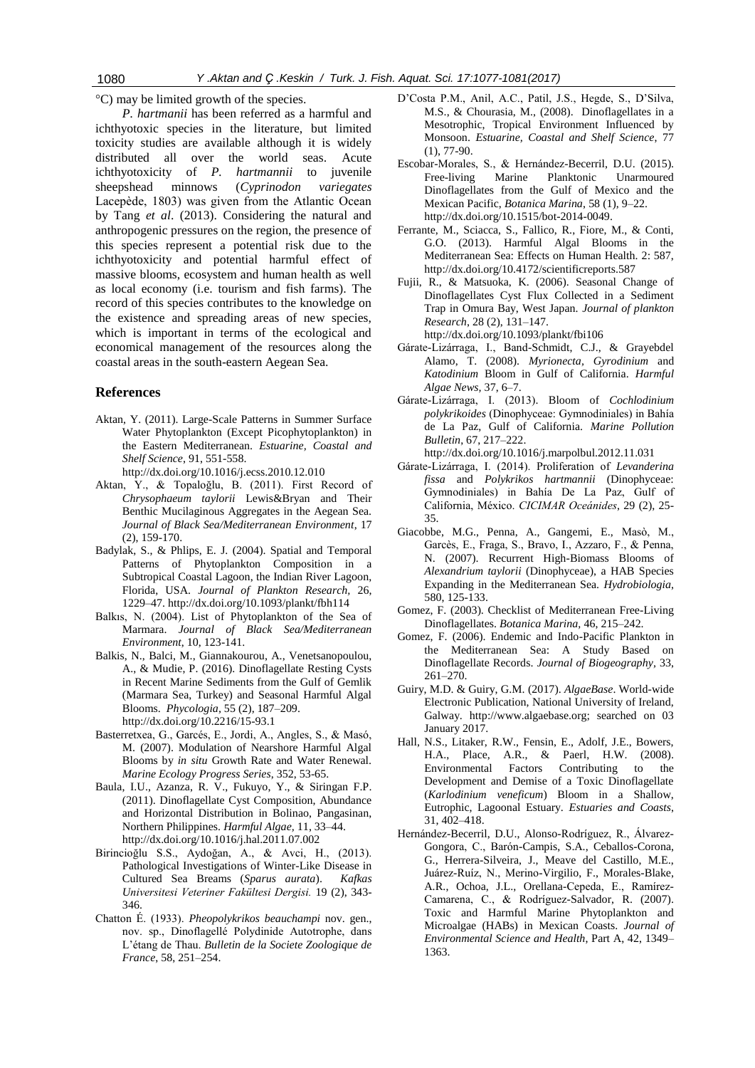°C) may be limited growth of the species.

*P. hartmanii* has been referred as a harmful and ichthyotoxic species in the literature, but limited toxicity studies are available although it is widely distributed all over the world seas. Acute ichthyotoxicity of *P. hartmannii* to juvenile sheepshead minnows (*Cyprinodon variegates* Lacepède, 1803) was given from the Atlantic Ocean by Tang *et al*. (2013). Considering the natural and anthropogenic pressures on the region, the presence of this species represent a potential risk due to the ichthyotoxicity and potential harmful effect of massive blooms, ecosystem and human health as well as local economy (i.e. tourism and fish farms). The record of this species contributes to the knowledge on the existence and spreading areas of new species, which is important in terms of the ecological and economical management of the resources along the coastal areas in the south-eastern Aegean Sea.

## References

Aktan, Y. (2011). Large-Scale Patterns in Summer Surface Water Phytoplankton (Except Picophytoplankton) in the Eastern Mediterranean. *Estuarine, Coastal and Shelf Science*, 91, 551-558. http://dx.doi.org/10.1016/j.ecss.2010.12.010

Aktan, Y., & Topaloğlu, B. (2011). First Record of *Chrysophaeum taylorii* Lewis&Bryan and Their Benthic Mucilaginous Aggregates in the Aegean Sea. *Journal of Black Sea/Mediterranean Environment*, 17 (2), 159-170.

Badylak, S., & Phlips, E. J. (2004). Spatial and Temporal Patterns of Phytoplankton Composition in a Subtropical Coastal Lagoon, the Indian River Lagoon, Florida, USA. *Journal of Plankton Research*, 26, 1229–47. http://dx.doi.org/10.1093/plankt/fbh114

Balkıs, N. (2004). List of Phytoplankton of the Sea of Marmara. *Journal of Black Sea/Mediterranean Environment*, 10, 123-141.

Balkis, N., Balci, M., Giannakourou, A., Venetsanopoulou, A., & Mudie, P. (2016). Dinoflagellate Resting Cysts in Recent Marine Sediments from the Gulf of Gemlik (Marmara Sea, Turkey) and Seasonal Harmful Algal Blooms. *Phycologia*, 55 (2), 187–209. http://dx.doi.org/10.2216/15-93.1

Basterretxea, G., Garcés, E., Jordi, A., Angles, S., & Masó, M. (2007). Modulation of Nearshore Harmful Algal Blooms by *in situ* Growth Rate and Water Renewal. *Marine Ecology Progress Series*, 352, 53-65.

Baula, I.U., Azanza, R. V., Fukuyo, Y., & Siringan F.P. (2011). Dinoflagellate Cyst Composition, Abundance and Horizontal Distribution in Bolinao, Pangasinan, Northern Philippines. *Harmful Algae*, 11, 33–44. http://dx.doi.org/10.1016/j.hal.2011.07.002

Birincioğlu S.S., Aydoğan, A., & Avci, H., (2013). Pathological Investigations of Winter-Like Disease in Cultured Sea Breams (*Sparus aurata*). *Kafkas Universitesi Veteriner Fakültesi Dergisi.* 19 (2), 343-346.

Chatton É. (1933). *Pheopolykrikos beauchampi* nov. gen., nov. sp., Dinoflagellé Polydinide Autotrophe, dans L'étang de Thau. *Bulletin de la Societe Zoologique de France*, 58, 251–254.

D'Costa P.M., Anil, A.C., Patil, J.S., Hegde, S., D'Silva, M.S., & Chourasia, M., (2008). Dinoflagellates in a Mesotrophic, Tropical Environment Influenced by Monsoon. *Estuarine, Coastal and Shelf Science*, 77 (1), 77-90.

Escobar-Morales, S., & Hernández-Becerril, D.U. (2015). Free-living Marine Planktonic Unarmoured Dinoflagellates from the Gulf of Mexico and the Mexican Pacific, *Botanica Marina*, 58 (1), 9–22. http://dx.doi.org/10.1515/bot-2014-0049.

Ferrante, M., Sciacca, S., Fallico, R., Fiore, M., & Conti, G.O. (2013). Harmful Algal Blooms in the Mediterranean Sea: Effects on Human Health. 2: 587, http://dx.doi.org/10.4172/scientificreports.587

Fujii, R., & Matsuoka, K. (2006). Seasonal Change of Dinoflagellates Cyst Flux Collected in a Sediment Trap in Omura Bay, West Japan. *Journal of plankton Research*, 28 (2), 131–147. http://dx.doi.org/10.1093/plankt/fbi106

Gárate-Lizárraga, I., Band-Schmidt, C.J., & Grayebdel Alamo, T. (2008). *Myrionecta, Gyrodinium* and *Katodinium* Bloom in Gulf of California. *Harmful Algae News*, 37, 6–7.

Gárate-Lizárraga, I. (2013). Bloom of *Cochlodinium polykrikoides* (Dinophyceae: Gymnodiniales) in Bahía de La Paz, Gulf of California. *Marine Pollution Bulletin*, 67, 217–222. http://dx.doi.org/10.1016/j.marpolbul.2012.11.031

Gárate-Lizárraga, I. (2014). Proliferation of *Levanderina fissa* and *Polykrikos hartmannii* (Dinophyceae: Gymnodiniales) in Bahía De La Paz, Gulf of California, México. *CICIMAR Oceánides*, 29 (2), 25-35.

Giacobbe, M.G., Penna, A., Gangemi, E., Masò, M., Garcès, E., Fraga, S., Bravo, I., Azzaro, F., & Penna, N. (2007). Recurrent High-Biomass Blooms of *Alexandrium taylorii* (Dinophyceae), a HAB Species Expanding in the Mediterranean Sea. *Hydrobiologia*, 580, 125-133.

Gomez, F. (2003). Checklist of Mediterranean Free-Living Dinoflagellates. *Botanica Marina*, 46, 215–242.

Gomez, F. (2006). Endemic and Indo-Pacific Plankton in the Mediterranean Sea: A Study Based on Dinoflagellate Records. *Journal of Biogeography*, 33, 261–270.

Guiry, M.D. & Guiry, G.M. (2017). *AlgaeBase*. World-wide Electronic Publication, National University of Ireland, Galway. http://www.algaebase.org; searched on 03 January 2017.

Hall, N.S., Litaker, R.W., Fensin, E., Adolf, J.E., Bowers, H.A., Place, A.R., & Paerl, H.W. (2008). Environmental Factors Contributing to the Development and Demise of a Toxic Dinoflagellate (*Karlodinium veneficum*) Bloom in a Shallow, Eutrophic, Lagoonal Estuary. *Estuaries and Coasts*, 31, 402–418.

Hernández-Becerril, D.U., Alonso-Rodríguez, R., Álvarez-Gongora, C., Barón-Campis, S.A., Ceballos-Corona, G., Herrera-Silveira, J., Meave del Castillo, M.E., Juárez-Ruíz, N., Merino-Virgilio, F., Morales-Blake, A.R., Ochoa, J.L., Orellana-Cepeda, E., Ramírez-Camarena, C., & Rodríguez-Salvador, R. (2007). Toxic and Harmful Marine Phytoplankton and Microalgae (HABs) in Mexican Coasts. *Journal of Environmental Science and Health*, Part A, 42, 1349–1363.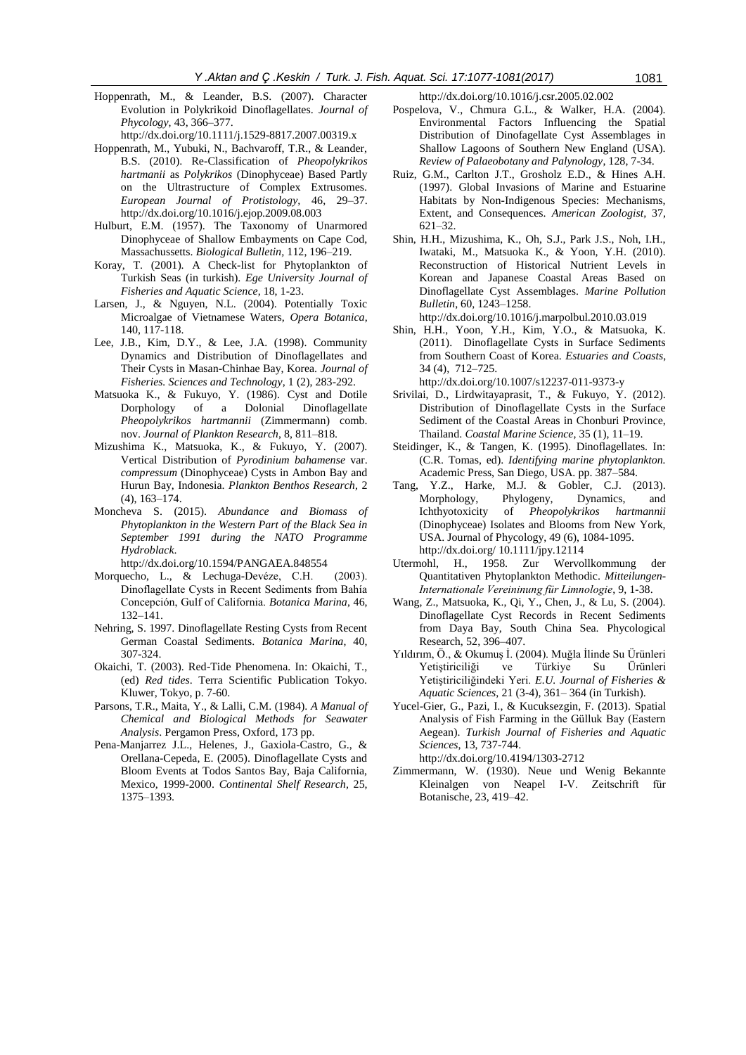Hoppenrath, M., & Leander, B.S. (2007). Character Evolution in Polykrikoid Dinoflagellates. *Journal of Phycology*, 43, 366–377. http://dx.doi.org/10.1111/j.1529-8817.2007.00319.x

Hoppenrath, M., Yubuki, N., Bachvaroff, T.R., & Leander, B.S. (2010). Re-Classification of *Pheopolykrikos hartmanii* as *Polykrikos* (Dinophyceae) Based Partly on the Ultrastructure of Complex Extrusomes. *European Journal of Protistology*, 46, 29–37. http://dx.doi.org/10.1016/j.ejop.2009.08.003

Hulburt, E.M. (1957). The Taxonomy of Unarmored Dinophyceae of Shallow Embayments on Cape Cod, Massachussetts. *Biological Bulletin*, 112, 196–219.

Koray, T. (2001). A Check-list for Phytoplankton of Turkish Seas (in turkish). *Ege University Journal of Fisheries and Aquatic Science*, 18, 1-23.

Larsen, J., & Nguyen, N.L. (2004). Potentially Toxic Microalgae of Vietnamese Waters, *Opera Botanica*, 140, 117-118.

Lee, J.B., Kim, D.Y., & Lee, J.A. (1998). Community Dynamics and Distribution of Dinoflagellates and Their Cysts in Masan-Chinhae Bay, Korea. *Journal of Fisheries. Sciences and Technology*, 1 (2), 283-292.

Matsuoka K., & Fukuyo, Y. (1986). Cyst and Dotile Dorphology of a Dolonial Dinoflagellate *Pheopolykrikos hartmannii* (Zimmermann) comb. nov. *Journal of Plankton Research*, 8, 811–818.

Mizushima K., Matsuoka, K., & Fukuyo, Y. (2007). Vertical Distribution of *Pyrodinium bahamense* var. *compressum* (Dinophyceae) Cysts in Ambon Bay and Hurun Bay, Indonesia. *Plankton Benthos Research*, 2 (4), 163–174.

Moncheva S. (2015). *Abundance and Biomass of Phytoplankton in the Western Part of the Black Sea in September 1991 during the NATO Programme Hydroblack*. http://dx.doi.org/10.1594/PANGAEA.848554

Morquecho, L., & Lechuga-Devéze, C.H. (2003). Dinoflagellate Cysts in Recent Sediments from Bahía Concepción, Gulf of California. *Botanica Marina*, 46, 132–141.

Nehring, S. 1997. Dinoflagellate Resting Cysts from Recent German Coastal Sediments. *Botanica Marina*, 40, 307-324.

Okaichi, T. (2003). Red-Tide Phenomena. In: Okaichi, T., (ed) *Red tides*. Terra Scientific Publication Tokyo. Kluwer, Tokyo, p. 7-60.

Parsons, T.R., Maita, Y., & Lalli, C.M. (1984). *A Manual of Chemical and Biological Methods for Seawater Analysis*. Pergamon Press, Oxford, 173 pp.

Pena-Manjarrez J.L., Helenes, J., Gaxiola-Castro, G., & Orellana-Cepeda, E. (2005). Dinoflagellate Cysts and Bloom Events at Todos Santos Bay, Baja California, Mexico, 1999-2000. *Continental Shelf Research*, 25, 1375–1393. http://dx.doi.org/10.1016/j.csr.2005.02.002

Pospelova, V., Chmura G.L., & Walker, H.A. (2004). Environmental Factors Influencing the Spatial Distribution of Dinofagellate Cyst Assemblages in Shallow Lagoons of Southern New England (USA). *Review of Palaeobotany and Palynology*, 128, 7-34.

Ruiz, G.M., Carlton J.T., Grosholz E.D., & Hines A.H. (1997). Global Invasions of Marine and Estuarine Habitats by Non-Indigenous Species: Mechanisms, Extent, and Consequences. *American Zoologist*, 37, 621–32.

Shin, H.H., Mizushima, K., Oh, S.J., Park J.S., Noh, I.H., Iwataki, M., Matsuoka K., & Yoon, Y.H. (2010). Reconstruction of Historical Nutrient Levels in Korean and Japanese Coastal Areas Based on Dinoflagellate Cyst Assemblages. *Marine Pollution Bulletin*, 60, 1243–1258. http://dx.doi.org/10.1016/j.marpolbul.2010.03.019

Shin, H.H., Yoon, Y.H., Kim, Y.O., & Matsuoka, K. (2011). Dinoflagellate Cysts in Surface Sediments from Southern Coast of Korea. *Estuaries and Coasts*, 34 (4), 712–725. http://dx.doi.org/10.1007/s12237-011-9373-y

Srivilai, D., Lirdwitayaprasit, T., & Fukuyo, Y. (2012). Distribution of Dinoflagellate Cysts in the Surface Sediment of the Coastal Areas in Chonburi Province, Thailand. *Coastal Marine Science*, 35 (1), 11–19.

Steidinger, K., & Tangen, K. (1995). Dinoflagellates. In: (C.R. Tomas, ed). *Identifying marine phytoplankton.* Academic Press, San Diego, USA. pp. 387–584.

Tang, Y.Z., Harke, M.J. & Gobler, C.J. (2013). Morphology, Phylogeny, Dynamics, and Ichthyotoxicity of *Pheopolykrikos hartmannii* (Dinophyceae) Isolates and Blooms from New York, USA. Journal of Phycology, 49 (6), 1084-1095. http://dx.doi.org/ 10.1111/jpy.12114

Utermohl, H., 1958. Zur Wervollkommung der Quantitativen Phytoplankton Methodic. *Mitteilungen-Internationale Vereininung für Limnologie*, 9, 1-38.

Wang, Z., Matsuoka, K., Qi, Y., Chen, J., & Lu, S. (2004). Dinoflagellate Cyst Records in Recent Sediments from Daya Bay, South China Sea. Phycological Research, 52, 396–407.

Yıldırım, Ö., & Okumuş İ. (2004). Muğla İlinde Su Ürünleri Yetiştiriciliği ve Türkiye Su Ürünleri Yetiştiriciliğindeki Yeri. *E.U. Journal of Fisheries & Aquatic Sciences*, 21 (3-4), 361– 364 (in Turkish).

Yucel-Gier, G., Pazi, I., & Kucuksezgin, F. (2013). Spatial Analysis of Fish Farming in the Gülluk Bay (Eastern Aegean). *Turkish Journal of Fisheries and Aquatic Sciences*, 13, 737-744. http://dx.doi.org/10.4194/1303-2712

Zimmermann, W. (1930). Neue und Wenig Bekannte Kleinalgen von Neapel I-V. Zeitschrift für Botanische, 23, 419–42.